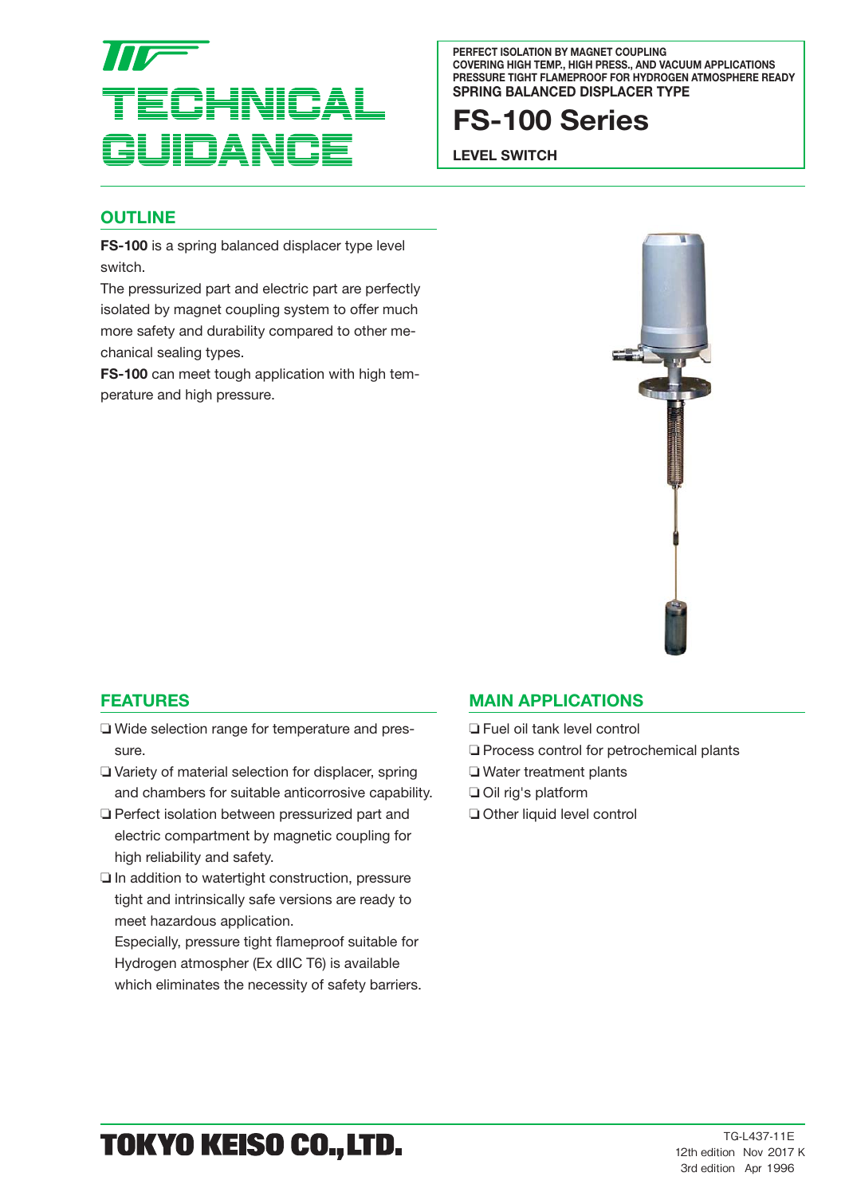# TECHNICAL GUIDANCE

PERFECT ISOLATION BY MAGNET COUPLING
COVERING HIGH TEMP., HIGH PRESS., AND VACUUM APPLICATIONS
PRESSURE TIGHT FLAMEPROOF FOR HYDROGEN ATMOSPHERE READY
SPRING BALANCED DISPLACER TYPE

# FS-100 Series

**LEVEL SWITCH**

## OUTLINE

**FS-100** is a spring balanced displacer type level switch.
The pressurized part and electric part are perfectly isolated by magnet coupling system to offer much more safety and durability compared to other mechanical sealing types.
**FS-100** can meet tough application with high temperature and high pressure.

## FEATURES

- ❏ Wide selection range for temperature and pressure.
- ❏ Variety of material selection for displacer, spring and chambers for suitable anticorrosive capability.
- ❏ Perfect isolation between pressurized part and electric compartment by magnetic coupling for high reliability and safety.
- ❏ In addition to watertight construction, pressure tight and intrinsically safe versions are ready to meet hazardous application.
  Especially, pressure tight flameproof suitable for Hydrogen atmospher (Ex dIIC T6) is available which eliminates the necessity of safety barriers.

## MAIN APPLICATIONS

- ❏ Fuel oil tank level control
- ❏ Process control for petrochemical plants
- ❏ Water treatment plants
- ❏ Oil rig's platform
- ❏ Other liquid level control

**TOKYO KEISO CO.,LTD.**

TG-L437-11E
12th edition Nov 2017 K
3rd edition Apr 1996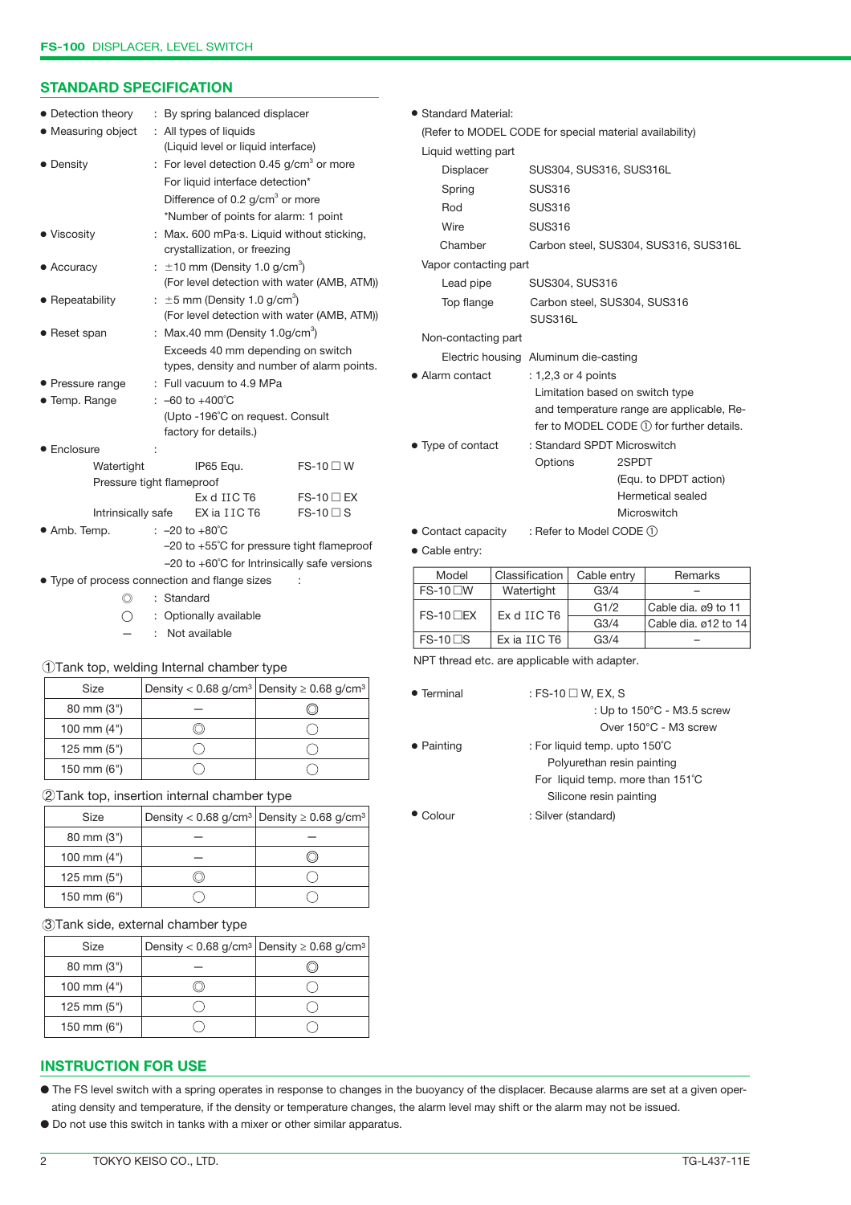## STANDARD SPECIFICATION

- Detection theory : By spring balanced displacer
- Measuring object : All types of liquids (Liquid level or liquid interface)
- Density : For level detection 0.45 g/cm$^3$ or more
  For liquid interface detection*
  Difference of 0.2 g/cm$^3$ or more
  *Number of points for alarm: 1 point
- Viscosity : Max. 600 mPa·s. Liquid without sticking, crystallization, or freezing
- Accuracy : ±10 mm (Density 1.0 g/cm$^3$)
  (For level detection with water (AMB, ATM))
- Repeatability : ±5 mm (Density 1.0 g/cm$^3$)
  (For level detection with water (AMB, ATM))
- Reset span : Max.40 mm (Density 1.0g/cm$^3$)
  Exceeds 40 mm depending on switch types, density and number of alarm points.
- Pressure range : Full vacuum to 4.9 MPa
- Temp. Range : –60 to +400˚C
  (Upto -196˚C on request. Consult factory for details.)
- Enclosure :

| | | |
|---|---|---|
| Watertight | IP65 Equ. | FS-10☐W |
| Pressure tight flameproof | Ex d IIC T6 | FS-10☐EX |
| Intrinsically safe | EX ia IIC T6 | FS-10☐S |

- Amb. Temp. : –20 to +80˚C
  –20 to +55˚C for pressure tight flameproof
  –20 to +60˚C for Intrinsically safe versions
- Type of process connection and flange sizes :
  ◎ : Standard
  ○ : Optionally available
  – : Not available

①Tank top, welding Internal chamber type

| Size | Density < 0.68 g/cm³ | Density ≥ 0.68 g/cm³ |
|---|---|---|
| 80 mm (3") | – | ◎ |
| 100 mm (4") | ◎ | ○ |
| 125 mm (5") | ○ | ○ |
| 150 mm (6") | ○ | ○ |

②Tank top, insertion internal chamber type

| Size | Density < 0.68 g/cm³ | Density ≥ 0.68 g/cm³ |
|---|---|---|
| 80 mm (3") | – | – |
| 100 mm (4") | – | ◎ |
| 125 mm (5") | ◎ | ○ |
| 150 mm (6") | ○ | ○ |

③Tank side, external chamber type

| Size | Density < 0.68 g/cm³ | Density ≥ 0.68 g/cm³ |
|---|---|---|
| 80 mm (3") | – | ◎ |
| 100 mm (4") | ◎ | ○ |
| 125 mm (5") | ○ | ○ |
| 150 mm (6") | ○ | ○ |

- Standard Material:
  (Refer to MODEL CODE for special material availability)

  Liquid wetting part

  | | |
  |---|---|
  | Displacer | SUS304, SUS316, SUS316L |
  | Spring | SUS316 |
  | Rod | SUS316 |
  | Wire | SUS316 |
  | Chamber | Carbon steel, SUS304, SUS316, SUS316L |

  Vapor contacting part

  | | |
  |---|---|
  | Lead pipe | SUS304, SUS316 |
  | Top flange | Carbon steel, SUS304, SUS316 SUS316L |

  Non-contacting part

  | | |
  |---|---|
  | Electric housing | Aluminum die-casting |

- Alarm contact : 1,2,3 or 4 points
  Limitation based on switch type and temperature range are applicable, Refer to MODEL CODE ① for further details.
- Type of contact : Standard SPDT Microswitch
  Options 2SPDT (Equ. to DPDT action)
  Hermetical sealed Microswitch
- Contact capacity : Refer to Model CODE ①
- Cable entry:

| Model | Classification | Cable entry | Remarks |
|---|---|---|---|
| FS-10☐W | Watertight | G3/4 | – |
| FS-10☐EX | Ex d IIC T6 | G1/2 | Cable dia. ø9 to 11 |
| | | G3/4 | Cable dia. ø12 to 14 |
| FS-10☐S | Ex ia IIC T6 | G3/4 | – |

NPT thread etc. are applicable with adapter.

- Terminal : FS-10☐W, EX, S
  : Up to 150°C - M3.5 screw
  Over 150°C - M3 screw
- Painting : For liquid temp. upto 150˚C
  Polyurethan resin painting
  For liquid temp. more than 151˚C
  Silicone resin painting
- Colour : Silver (standard)

## INSTRUCTION FOR USE

- The FS level switch with a spring operates in response to changes in the buoyancy of the displacer. Because alarms are set at a given operating density and temperature, if the density or temperature changes, the alarm level may shift or the alarm may not be issued.
- Do not use this switch in tanks with a mixer or other similar apparatus.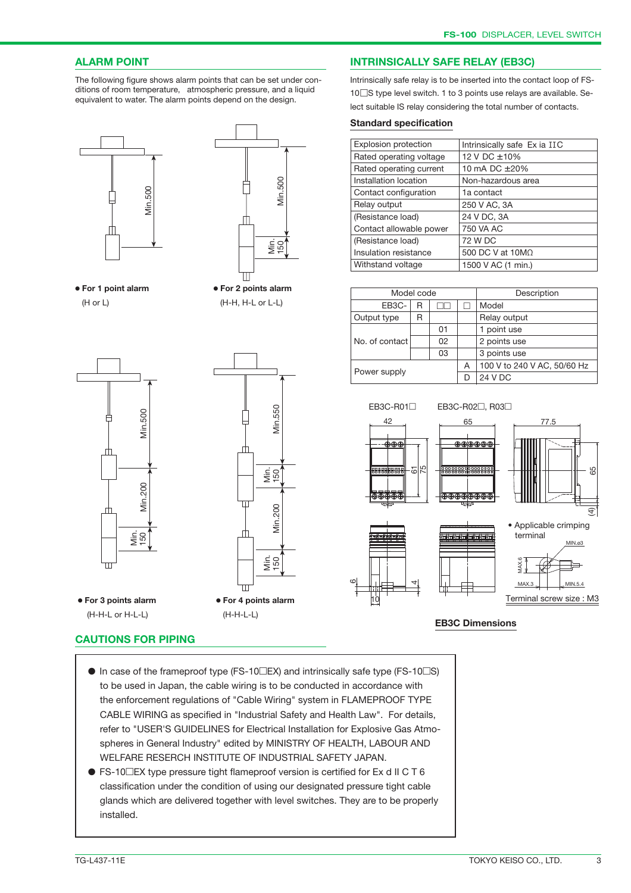## ALARM POINT

The following figure shows alarm points that can be set under conditions of room temperature, atmospheric pressure, and a liquid equivalent to water. The alarm points depend on the design.

- **For 1 point alarm** (H or L) — Min.500
- **For 2 points alarm** (H-H, H-L or L-L) — Min.500, Min. 150
- **For 3 points alarm** (H-H-L or H-L-L) — Min.500, Min.200, Min. 150
- **For 4 points alarm** (H-H-L-L) — Min.550, Min. 150, Min.200, Min. 150

## INTRINSICALLY SAFE RELAY (EB3C)

Intrinsically safe relay is to be inserted into the contact loop of FS-10☐S type level switch. 1 to 3 points use relays are available. Select suitable IS relay considering the total number of contacts.

### Standard specification

| | |
|---|---|
| Explosion protection | Intrinsically safe Ex ia IIC |
| Rated operating voltage | 12 V DC ±10% |
| Rated operating current | 10 mA DC ±20% |
| Installation location | Non-hazardous area |
| Contact configuration | 1a contact |
| Relay output | 250 V AC, 3A |
| (Resistance load) | 24 V DC, 3A |
| Contact allowable power | 750 VA AC |
| (Resistance load) | 72 W DC |
| Insulation resistance | 500 DC V at 10MΩ |
| Withstand voltage | 1500 V AC (1 min.) |

| Model code | | | | Description |
|---|---|---|---|---|
| EB3C- | R | ☐☐ | ☐ | Model |
| Output type | R | | | Relay output |
| No. of contact | | 01 | | 1 point use |
| | | 02 | | 2 points use |
| | | 03 | | 3 points use |
| Power supply | | | A | 100 V to 240 V AC, 50/60 Hz |
| | | | D | 24 V DC |

EB3C-R01☐ (42 × 61/75), EB3C-R02☐, R03☐ (65 × 77.5 × 65)

- Applicable crimping terminal (MIN.ø3, MAX.6, MAX.3, MIN.5.4)

Terminal screw size : M3

**EB3C Dimensions**

## CAUTIONS FOR PIPING

- In case of the frameproof type (FS-10☐EX) and intrinsically safe type (FS-10☐S) to be used in Japan, the cable wiring is to be conducted in accordance with the enforcement regulations of "Cable Wiring" system in FLAMEPROOF TYPE CABLE WIRING as specified in "Industrial Safety and Health Law". For details, refer to "USER'S GUIDELINES for Electrical Installation for Explosive Gas Atmospheres in General Industry" edited by MINISTRY OF HEALTH, LABOUR AND WELFARE RESERCH INSTITUTE OF INDUSTRIAL SAFETY JAPAN.
- FS-10☐EX type pressure tight flameproof version is certified for Ex d II C T 6 classification under the condition of using our designated pressure tight cable glands which are delivered together with level switches. They are to be properly installed.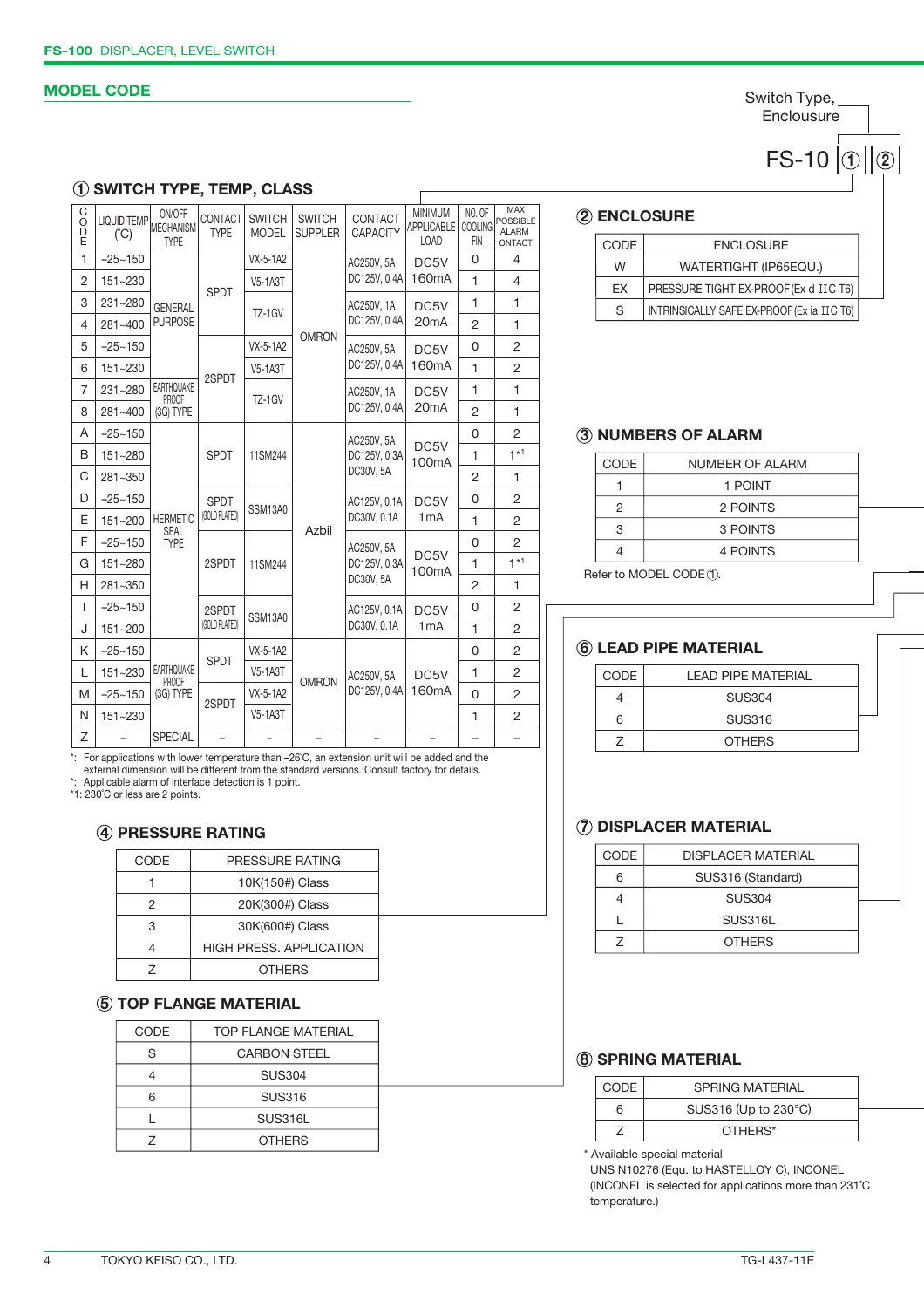## MODEL CODE

Switch Type, Enclousure

FS-10 ① ②

### ① SWITCH TYPE, TEMP, CLASS

| CODE | LIQUID TEMP (°C) | ON/OFF MECHANISM TYPE | CONTACT TYPE | SWITCH MODEL | SWITCH SUPPLER | CONTACT CAPACITY | MINIMUM APPLICABLE LOAD | NO. OF COOLING FIN | MAX POSSIBLE ALARM ONTACT |
|---|---|---|---|---|---|---|---|---|---|
| 1 | −25~150 | GENERAL PURPOSE | SPDT | VX-5-1A2 | OMRON | AC250V, 5A DC125V, 0.4A | DC5V 160mA | 0 | 4 |
| 2 | 151~230 | GENERAL PURPOSE | SPDT | V5-1A3T | OMRON | AC250V, 5A DC125V, 0.4A | DC5V 160mA | 1 | 4 |
| 3 | 231~280 | GENERAL PURPOSE | SPDT | TZ-1GV | OMRON | AC250V, 1A DC125V, 0.4A | DC5V 20mA | 1 | 1 |
| 4 | 281~400 | GENERAL PURPOSE | SPDT | TZ-1GV | OMRON | AC250V, 1A DC125V, 0.4A | DC5V 20mA | 2 | 1 |
| 5 | −25~150 | GENERAL PURPOSE | 2SPDT | VX-5-1A2 | OMRON | AC250V, 5A DC125V, 0.4A | DC5V 160mA | 0 | 2 |
| 6 | 151~230 | GENERAL PURPOSE | 2SPDT | V5-1A3T | OMRON | AC250V, 5A DC125V, 0.4A | DC5V 160mA | 1 | 2 |
| 7 | 231~280 | EARTHQUAKE PROOF (3G) TYPE | 2SPDT | TZ-1GV | OMRON | AC250V, 1A DC125V, 0.4A | DC5V 20mA | 1 | 1 |
| 8 | 281~400 | EARTHQUAKE PROOF (3G) TYPE | 2SPDT | TZ-1GV | OMRON | AC250V, 1A DC125V, 0.4A | DC5V 20mA | 2 | 1 |
| A | −25~150 | HERMETIC SEAL TYPE | SPDT | 11SM244 | Azbil | AC250V, 5A DC125V, 0.3A DC30V, 5A | DC5V 100mA | 0 | 2 |
| B | 151~280 | HERMETIC SEAL TYPE | SPDT | 11SM244 | Azbil | AC250V, 5A DC125V, 0.3A DC30V, 5A | DC5V 100mA | 1 | 1[*1] |
| C | 281~350 | HERMETIC SEAL TYPE | SPDT | 11SM244 | Azbil | AC250V, 5A DC125V, 0.3A DC30V, 5A | DC5V 100mA | 2 | 1 |
| D | −25~150 | HERMETIC SEAL TYPE | SPDT (GOLD PLATED) | SSM13A0 | Azbil | AC125V, 0.1A DC30V, 0.1A | DC5V 1mA | 0 | 2 |
| E | 151~200 | HERMETIC SEAL TYPE | SPDT (GOLD PLATED) | SSM13A0 | Azbil | AC125V, 0.1A DC30V, 0.1A | DC5V 1mA | 1 | 2 |
| F | −25~150 | HERMETIC SEAL TYPE | 2SPDT | 11SM244 | Azbil | AC250V, 5A DC125V, 0.3A DC30V, 5A | DC5V 100mA | 0 | 2 |
| G | 151~280 | HERMETIC SEAL TYPE | 2SPDT | 11SM244 | Azbil | AC250V, 5A DC125V, 0.3A DC30V, 5A | DC5V 100mA | 1 | 1[*1] |
| H | 281~350 | HERMETIC SEAL TYPE | 2SPDT | 11SM244 | Azbil | AC250V, 5A DC125V, 0.3A DC30V, 5A | DC5V 100mA | 2 | 1 |
| I | −25~150 | HERMETIC SEAL TYPE | 2SPDT (GOLD PLATED) | SSM13A0 | Azbil | AC125V, 0.1A DC30V, 0.1A | DC5V 1mA | 0 | 2 |
| J | 151~200 | HERMETIC SEAL TYPE | 2SPDT (GOLD PLATED) | SSM13A0 | Azbil | AC125V, 0.1A DC30V, 0.1A | DC5V 1mA | 1 | 2 |
| K | −25~150 | EARTHQUAKE PROOF (3G) TYPE | SPDT | VX-5-1A2 | OMRON | AC250V, 5A DC125V, 0.4A | DC5V 160mA | 0 | 2 |
| L | 151~230 | EARTHQUAKE PROOF (3G) TYPE | SPDT | V5-1A3T | OMRON | AC250V, 5A DC125V, 0.4A | DC5V 160mA | 1 | 2 |
| M | −25~150 | EARTHQUAKE PROOF (3G) TYPE | 2SPDT | VX-5-1A2 | OMRON | AC250V, 5A DC125V, 0.4A | DC5V 160mA | 0 | 2 |
| N | 151~230 | EARTHQUAKE PROOF (3G) TYPE | 2SPDT | V5-1A3T | OMRON | AC250V, 5A DC125V, 0.4A | DC5V 160mA | 1 | 2 |
| Z | – | SPECIAL | – | – | – | – | – | – | – |

*: For applications with lower temperature than −26°C, an extension unit will be added and the external dimension will be different from the standard versions. Consult factory for details.
*: Applicable alarm of interface detection is 1 point.
*1: 230°C or less are 2 points.

### ② ENCLOSURE

| CODE | ENCLOSURE |
|---|---|
| W | WATERTIGHT (IP65EQU.) |
| EX | PRESSURE TIGHT EX-PROOF (Ex d IIC T6) |
| S | INTRINSICALLY SAFE EX-PROOF (Ex ia IIC T6) |

### ③ NUMBERS OF ALARM

| CODE | NUMBER OF ALARM |
|---|---|
| 1 | 1 POINT |
| 2 | 2 POINTS |
| 3 | 3 POINTS |
| 4 | 4 POINTS |

Refer to MODEL CODE ①.

### ④ PRESSURE RATING

| CODE | PRESSURE RATING |
|---|---|
| 1 | 10K(150#) Class |
| 2 | 20K(300#) Class |
| 3 | 30K(600#) Class |
| 4 | HIGH PRESS. APPLICATION |
| Z | OTHERS |

### ⑤ TOP FLANGE MATERIAL

| CODE | TOP FLANGE MATERIAL |
|---|---|
| S | CARBON STEEL |
| 4 | SUS304 |
| 6 | SUS316 |
| L | SUS316L |
| Z | OTHERS |

### ⑥ LEAD PIPE MATERIAL

| CODE | LEAD PIPE MATERIAL |
|---|---|
| 4 | SUS304 |
| 6 | SUS316 |
| Z | OTHERS |

### ⑦ DISPLACER MATERIAL

| CODE | DISPLACER MATERIAL |
|---|---|
| 6 | SUS316 (Standard) |
| 4 | SUS304 |
| L | SUS316L |
| Z | OTHERS |

### ⑧ SPRING MATERIAL

| CODE | SPRING MATERIAL |
|---|---|
| 6 | SUS316 (Up to 230°C) |
| Z | OTHERS* |

\* Available special material
UNS N10276 (Equ. to HASTELLOY C), INCONEL
(INCONEL is selected for applications more than 231°C temperature.)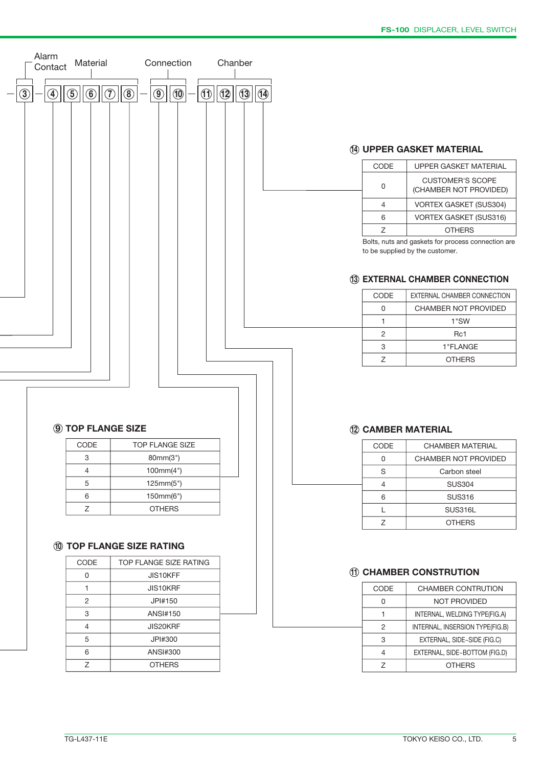Alarm Contact — Material — Connection — Chanber

— ③ — ④ ⑤ ⑥ ⑦ ⑧ — ⑨ ⑩ — ⑪ ⑫ ⑬ ⑭

## ⑭ UPPER GASKET MATERIAL

| CODE | UPPER GASKET MATERIAL |
|---|---|
| 0 | CUSTOMER'S SCOPE (CHAMBER NOT PROVIDED) |
| 4 | VORTEX GASKET (SUS304) |
| 6 | VORTEX GASKET (SUS316) |
| Z | OTHERS |

Bolts, nuts and gaskets for process connection are to be supplied by the customer.

## ⑬ EXTERNAL CHAMBER CONNECTION

| CODE | EXTERNAL CHAMBER CONNECTION |
|---|---|
| 0 | CHAMBER NOT PROVIDED |
| 1 | 1"SW |
| 2 | Rc1 |
| 3 | 1"FLANGE |
| Z | OTHERS |

## ⑨ TOP FLANGE SIZE

| CODE | TOP FLANGE SIZE |
|---|---|
| 3 | 80mm(3") |
| 4 | 100mm(4") |
| 5 | 125mm(5") |
| 6 | 150mm(6") |
| Z | OTHERS |

## ⑫ CAMBER MATERIAL

| CODE | CHAMBER MATERIAL |
|---|---|
| 0 | CHAMBER NOT PROVIDED |
| S | Carbon steel |
| 4 | SUS304 |
| 6 | SUS316 |
| L | SUS316L |
| Z | OTHERS |

## ⑩ TOP FLANGE SIZE RATING

| CODE | TOP FLANGE SIZE RATING |
|---|---|
| 0 | JIS10KFF |
| 1 | JIS10KRF |
| 2 | JPI#150 |
| 3 | ANSI#150 |
| 4 | JIS20KRF |
| 5 | JPI#300 |
| 6 | ANSI#300 |
| Z | OTHERS |

## ⑪ CHAMBER CONSTRUTION

| CODE | CHAMBER CONTRUTION |
|---|---|
| 0 | NOT PROVIDED |
| 1 | INTERNAL, WELDING TYPE(FIG.A) |
| 2 | INTERNAL, INSERSION TYPE(FIG.B) |
| 3 | EXTERNAL, SIDE~SIDE (FIG.C) |
| 4 | EXTERNAL, SIDE~BOTTOM (FIG.D) |
| Z | OTHERS |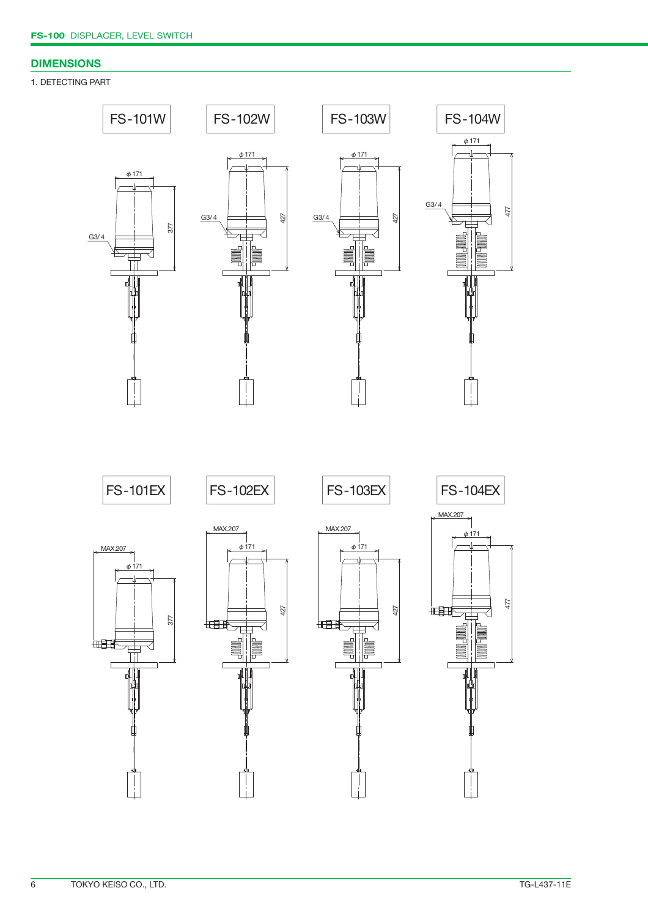## DIMENSIONS

1. DETECTING PART

FS-101W

ϕ 171

G3/4

377

FS-102W

ϕ 171

G3/4

427

FS-103W

ϕ 171

G3/4

427

FS-104W

ϕ 171

G3/4

477

FS-101EX

MAX.207

ϕ 171

377

FS-102EX

MAX.207

ϕ 171

427

FS-103EX

MAX.207

ϕ 171

427

FS-104EX

MAX.207

ϕ 171

477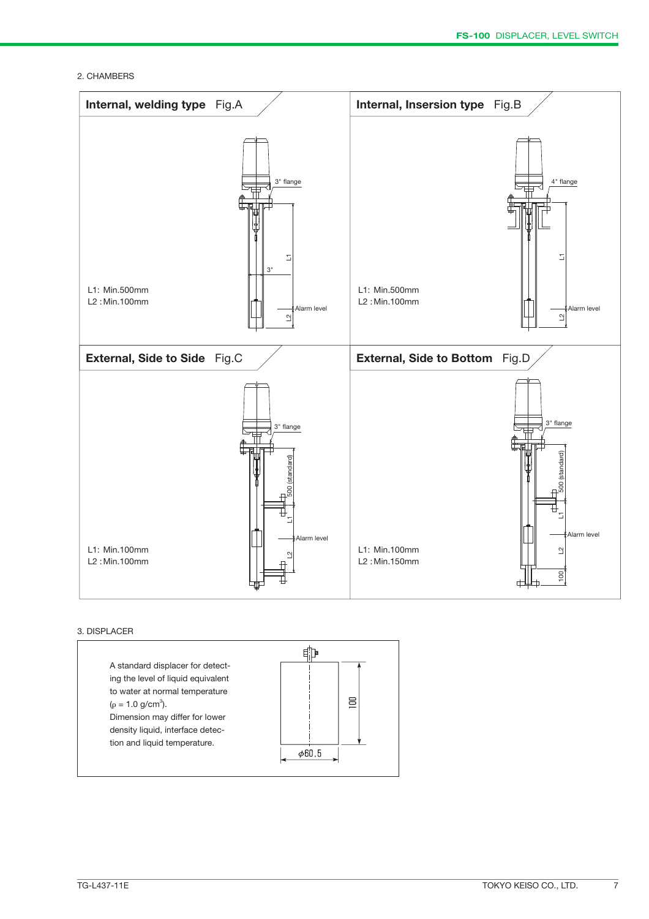## 2. CHAMBERS

### Internal, welding type Fig.A

L1: Min.500mm
L2 : Min.100mm

### Internal, Insersion type Fig.B

L1: Min.500mm
L2 : Min.100mm

### External, Side to Side Fig.C

L1: Min.100mm
L2 : Min.100mm

### External, Side to Bottom Fig.D

L1: Min.100mm
L2 : Min.150mm

## 3. DISPLACER

A standard displacer for detecting the level of liquid equivalent to water at normal temperature ($\rho$ = 1.0 g/cm$^3$).
Dimension may differ for lower density liquid, interface detection and liquid temperature.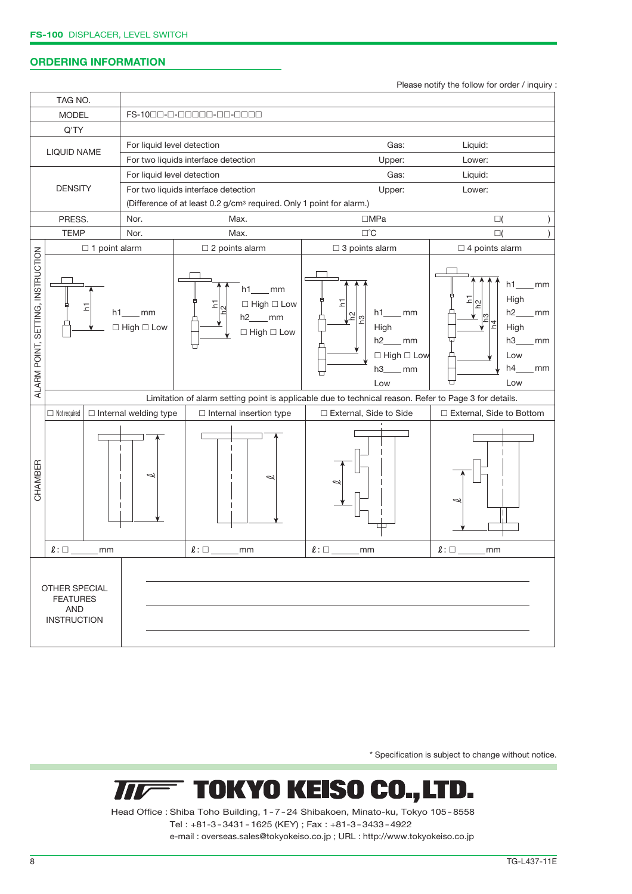## ORDERING INFORMATION

Please notify the follow for order / inquiry :

| | | | |
|---|---|---|---|
| TAG NO. | | | |
| MODEL | FS-10□□-□-□□□□□-□□-□□□□ | | |
| Q'TY | | | |
| LIQUID NAME | For liquid level detection | Gas: | Liquid: |
| | For two liquids interface detection | Upper: | Lower: |
| DENSITY | For liquid level detection | Gas: | Liquid: |
| | For two liquids interface detection | Upper: | Lower: |
| | (Difference of at least 0.2 g/cm³ required. Only 1 point for alarm.) | | |
| PRESS. | Nor. Max. | □MPa | □( ) |
| TEMP | Nor. Max. | □°C | □( ) |

**ALARM POINT, SETTING, INSTRUCTION**

| □ 1 point alarm | □ 2 points alarm | □ 3 points alarm | □ 4 points alarm |
|---|---|---|---|
| h1____mm □ High □ Low | h1____mm □ High □ Low h2____mm □ High □ Low | h1____mm High h2____mm □ High □ Low h3____mm Low | h1____mm High h2____mm High h3____mm Low h4____mm Low |

Limitation of alarm setting point is applicable due to technical reason. Refer to Page 3 for details.

**CHAMBER**

| □ Not required | □ Internal welding type | □ Internal insertion type | □ External, Side to Side | □ External, Side to Bottom |
|---|---|---|---|---|
| | ℓ : □ ______mm | ℓ : □ ______mm | ℓ : □ ______mm | ℓ : □ ______mm |

OTHER SPECIAL FEATURES AND INSTRUCTION

\* Specification is subject to change without notice.

**TOKYO KEISO CO., LTD.**

Head Office : Shiba Toho Building, 1-7-24 Shibakoen, Minato-ku, Tokyo 105-8558
Tel : +81-3-3431-1625 (KEY) ; Fax : +81-3-3433-4922
e-mail : overseas.sales@tokyokeiso.co.jp ; URL : http://www.tokyokeiso.co.jp

TG-L437-11E